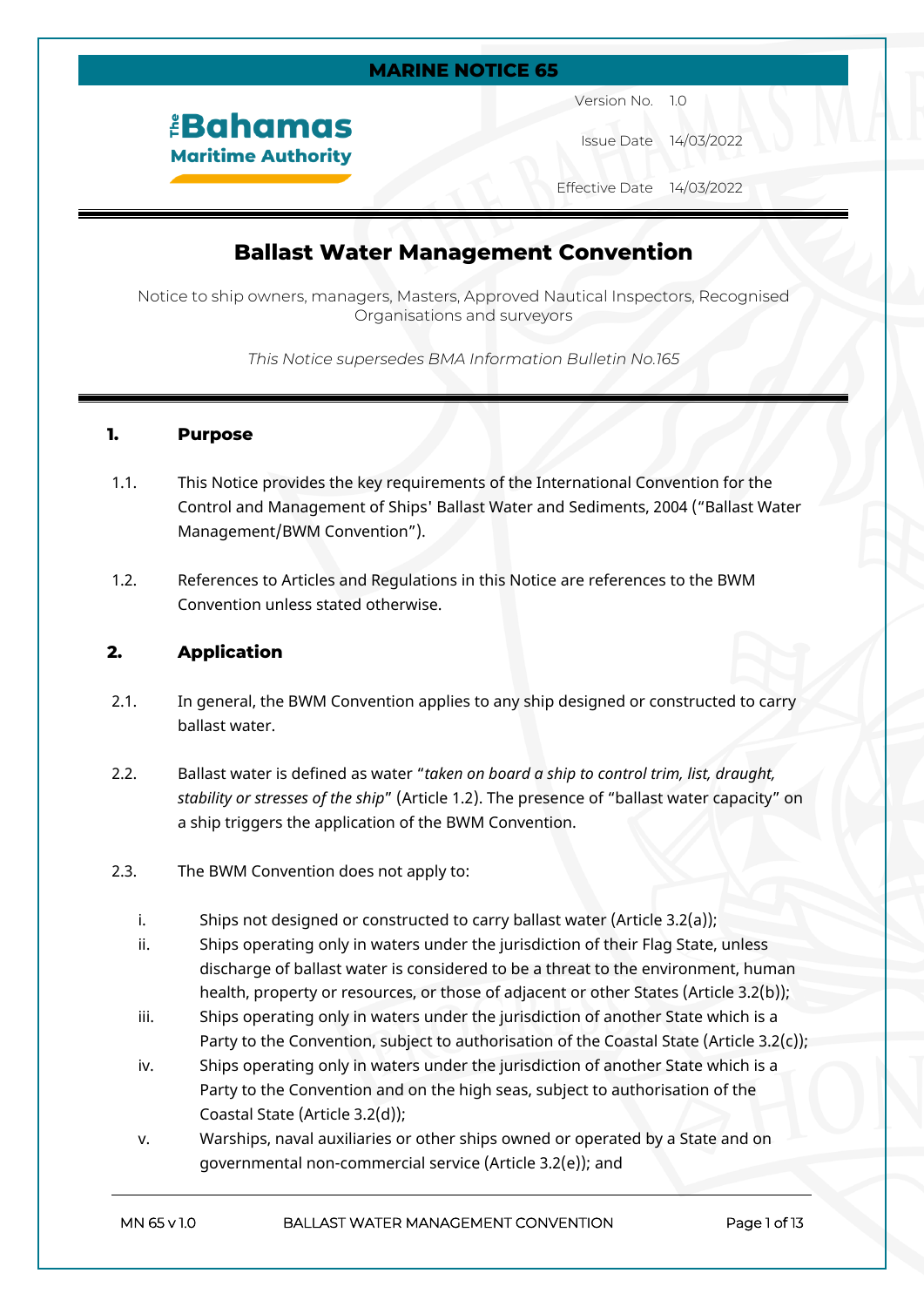**MARINE NOTICE 65**

The Bahamas Maritime Authority

Version No. 1.0

Issue Date 14/03/2022

Effective Date 14/03/2022

# Ballast Water Management Convention

Notice to ship owners, managers, Masters, Approved Nautical Inspectors, Recognised Organisations and surveyors

*This Notice supersedes BMA Information Bulletin No.165*

## 1. Purpose

1.1. This Notice provides the key requirements of the International Convention for the Control and Management of Ships' Ballast Water and Sediments, 2004 ("Ballast Water Management/BWM Convention").

1.2. References to Articles and Regulations in this Notice are references to the BWM Convention unless stated otherwise.

## 2. Application

2.1. In general, the BWM Convention applies to any ship designed or constructed to carry ballast water.

2.2. Ballast water is defined as water "*taken on board a ship to control trim, list, draught, stability or stresses of the ship*" (Article 1.2). The presence of "ballast water capacity" on a ship triggers the application of the BWM Convention.

2.3. The BWM Convention does not apply to:

i. Ships not designed or constructed to carry ballast water (Article 3.2(a));
ii. Ships operating only in waters under the jurisdiction of their Flag State, unless discharge of ballast water is considered to be a threat to the environment, human health, property or resources, or those of adjacent or other States (Article 3.2(b));
iii. Ships operating only in waters under the jurisdiction of another State which is a Party to the Convention, subject to authorisation of the Coastal State (Article 3.2(c));
iv. Ships operating only in waters under the jurisdiction of another State which is a Party to the Convention and on the high seas, subject to authorisation of the Coastal State (Article 3.2(d));
v. Warships, naval auxiliaries or other ships owned or operated by a State and on governmental non-commercial service (Article 3.2(e)); and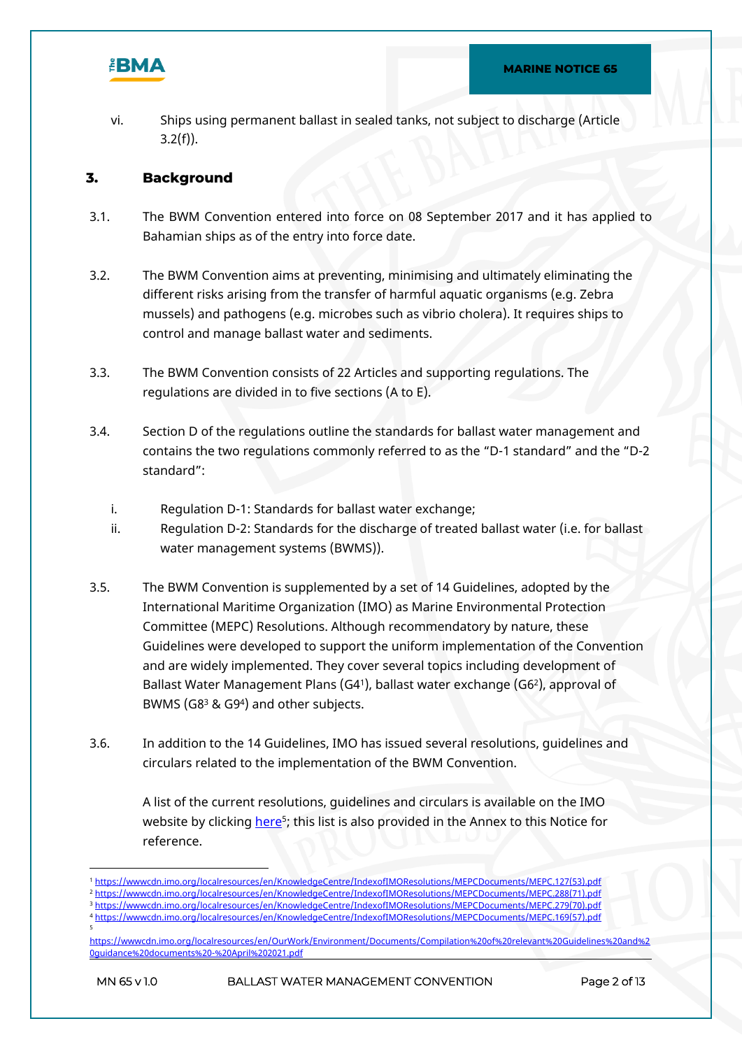vi. Ships using permanent ballast in sealed tanks, not subject to discharge (Article 3.2(f)).

## 3. Background

3.1. The BWM Convention entered into force on 08 September 2017 and it has applied to Bahamian ships as of the entry into force date.

3.2. The BWM Convention aims at preventing, minimising and ultimately eliminating the different risks arising from the transfer of harmful aquatic organisms (e.g. Zebra mussels) and pathogens (e.g. microbes such as vibrio cholera). It requires ships to control and manage ballast water and sediments.

3.3. The BWM Convention consists of 22 Articles and supporting regulations. The regulations are divided in to five sections (A to E).

3.4. Section D of the regulations outline the standards for ballast water management and contains the two regulations commonly referred to as the "D-1 standard" and the "D-2 standard":

i. Regulation D-1: Standards for ballast water exchange;
ii. Regulation D-2: Standards for the discharge of treated ballast water (i.e. for ballast water management systems (BWMS)).

3.5. The BWM Convention is supplemented by a set of 14 Guidelines, adopted by the International Maritime Organization (IMO) as Marine Environmental Protection Committee (MEPC) Resolutions. Although recommendatory by nature, these Guidelines were developed to support the uniform implementation of the Convention and are widely implemented. They cover several topics including development of Ballast Water Management Plans (G4[1]), ballast water exchange (G6[2]), approval of BWMS (G8[3] & G9[4]) and other subjects.

3.6. In addition to the 14 Guidelines, IMO has issued several resolutions, guidelines and circulars related to the implementation of the BWM Convention.

A list of the current resolutions, guidelines and circulars is available on the IMO website by clicking here[5]; this list is also provided in the Annex to this Notice for reference.

---

[1] https://wwwcdn.imo.org/localresources/en/KnowledgeCentre/IndexofIMOResolutions/MEPCDocuments/MEPC.127(53).pdf
[2] https://wwwcdn.imo.org/localresources/en/KnowledgeCentre/IndexofIMOResolutions/MEPCDocuments/MEPC.288(71).pdf
[3] https://wwwcdn.imo.org/localresources/en/KnowledgeCentre/IndexofIMOResolutions/MEPCDocuments/MEPC.279(70).pdf
[4] https://wwwcdn.imo.org/localresources/en/KnowledgeCentre/IndexofIMOResolutions/MEPCDocuments/MEPC.169(57).pdf
[5] https://wwwcdn.imo.org/localresources/en/OurWork/Environment/Documents/Compilation%20of%20relevant%20Guidelines%20and%20guidance%20documents%20-%20April%202021.pdf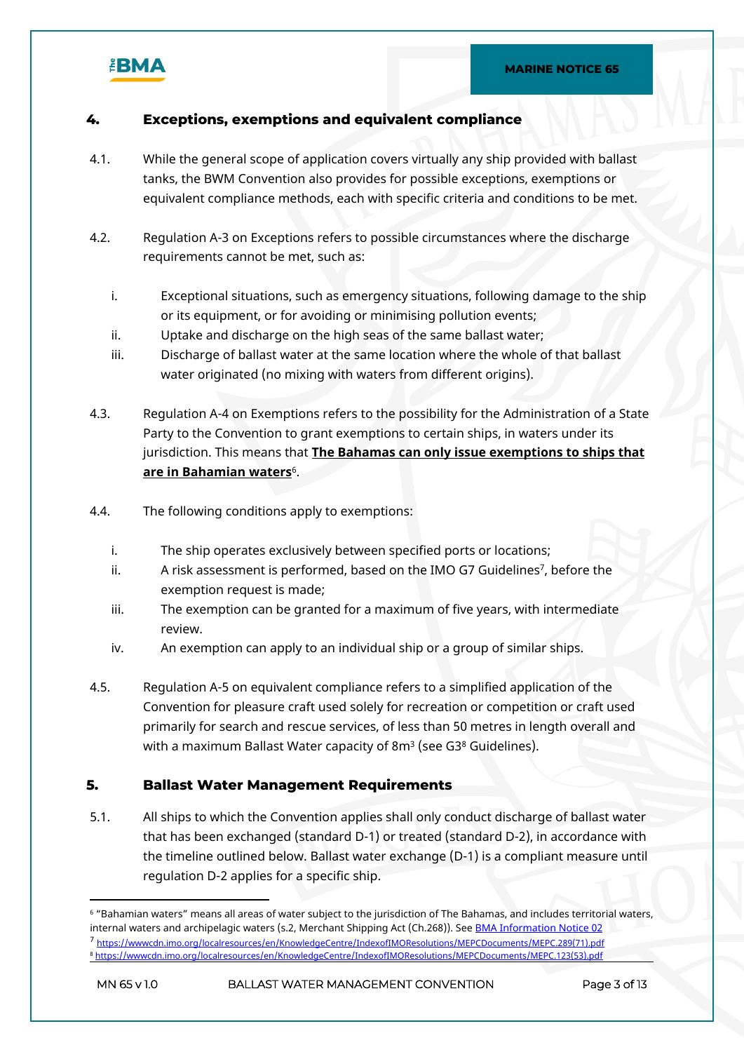## 4. Exceptions, exemptions and equivalent compliance

4.1. While the general scope of application covers virtually any ship provided with ballast tanks, the BWM Convention also provides for possible exceptions, exemptions or equivalent compliance methods, each with specific criteria and conditions to be met.

4.2. Regulation A-3 on Exceptions refers to possible circumstances where the discharge requirements cannot be met, such as:

i. Exceptional situations, such as emergency situations, following damage to the ship or its equipment, or for avoiding or minimising pollution events;
ii. Uptake and discharge on the high seas of the same ballast water;
iii. Discharge of ballast water at the same location where the whole of that ballast water originated (no mixing with waters from different origins).

4.3. Regulation A-4 on Exemptions refers to the possibility for the Administration of a State Party to the Convention to grant exemptions to certain ships, in waters under its jurisdiction. This means that **The Bahamas can only issue exemptions to ships that are in Bahamian waters**[6].

4.4. The following conditions apply to exemptions:

i. The ship operates exclusively between specified ports or locations;
ii. A risk assessment is performed, based on the IMO G7 Guidelines[7], before the exemption request is made;
iii. The exemption can be granted for a maximum of five years, with intermediate review.
iv. An exemption can apply to an individual ship or a group of similar ships.

4.5. Regulation A-5 on equivalent compliance refers to a simplified application of the Convention for pleasure craft used solely for recreation or competition or craft used primarily for search and rescue services, of less than 50 metres in length overall and with a maximum Ballast Water capacity of 8m$^3$ (see G3[8] Guidelines).

## 5. Ballast Water Management Requirements

5.1. All ships to which the Convention applies shall only conduct discharge of ballast water that has been exchanged (standard D-1) or treated (standard D-2), in accordance with the timeline outlined below. Ballast water exchange (D-1) is a compliant measure until regulation D-2 applies for a specific ship.

---

[6] "Bahamian waters" means all areas of water subject to the jurisdiction of The Bahamas, and includes territorial waters, internal waters and archipelagic waters (s.2, Merchant Shipping Act (Ch.268)). See BMA Information Notice 02

[7] https://wwwcdn.imo.org/localresources/en/KnowledgeCentre/IndexofIMOResolutions/MEPCDocuments/MEPC.289(71).pdf

[8] https://wwwcdn.imo.org/localresources/en/KnowledgeCentre/IndexofIMOResolutions/MEPCDocuments/MEPC.123(53).pdf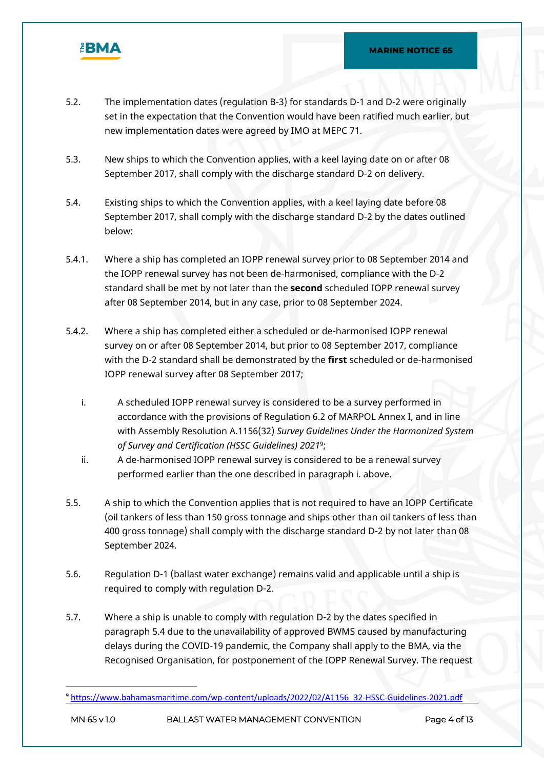5.2. The implementation dates (regulation B-3) for standards D-1 and D-2 were originally set in the expectation that the Convention would have been ratified much earlier, but new implementation dates were agreed by IMO at MEPC 71.

5.3. New ships to which the Convention applies, with a keel laying date on or after 08 September 2017, shall comply with the discharge standard D-2 on delivery.

5.4. Existing ships to which the Convention applies, with a keel laying date before 08 September 2017, shall comply with the discharge standard D-2 by the dates outlined below:

5.4.1. Where a ship has completed an IOPP renewal survey prior to 08 September 2014 and the IOPP renewal survey has not been de-harmonised, compliance with the D-2 standard shall be met by not later than the **second** scheduled IOPP renewal survey after 08 September 2014, but in any case, prior to 08 September 2024.

5.4.2. Where a ship has completed either a scheduled or de-harmonised IOPP renewal survey on or after 08 September 2014, but prior to 08 September 2017, compliance with the D-2 standard shall be demonstrated by the **first** scheduled or de-harmonised IOPP renewal survey after 08 September 2017;

i. A scheduled IOPP renewal survey is considered to be a survey performed in accordance with the provisions of Regulation 6.2 of MARPOL Annex I, and in line with Assembly Resolution A.1156(32) *Survey Guidelines Under the Harmonized System of Survey and Certification (HSSC Guidelines) 2021*[9];

ii. A de-harmonised IOPP renewal survey is considered to be a renewal survey performed earlier than the one described in paragraph i. above.

5.5. A ship to which the Convention applies that is not required to have an IOPP Certificate (oil tankers of less than 150 gross tonnage and ships other than oil tankers of less than 400 gross tonnage) shall comply with the discharge standard D-2 by not later than 08 September 2024.

5.6. Regulation D-1 (ballast water exchange) remains valid and applicable until a ship is required to comply with regulation D-2.

5.7. Where a ship is unable to comply with regulation D-2 by the dates specified in paragraph 5.4 due to the unavailability of approved BWMS caused by manufacturing delays during the COVID-19 pandemic, the Company shall apply to the BMA, via the Recognised Organisation, for postponement of the IOPP Renewal Survey. The request

[9] https://www.bahamasmaritime.com/wp-content/uploads/2022/02/A1156_32-HSSC-Guidelines-2021.pdf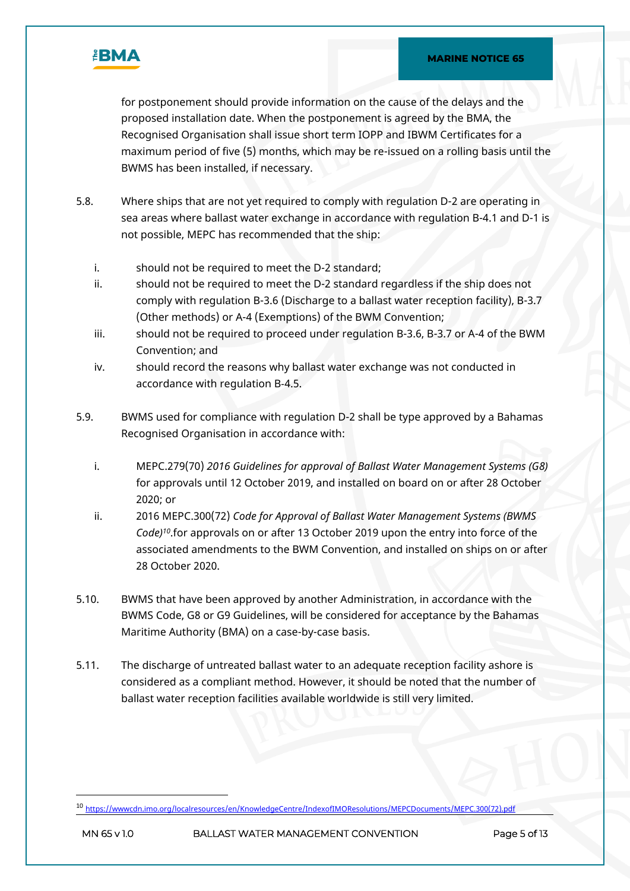for postponement should provide information on the cause of the delays and the proposed installation date. When the postponement is agreed by the BMA, the Recognised Organisation shall issue short term IOPP and IBWM Certificates for a maximum period of five (5) months, which may be re-issued on a rolling basis until the BWMS has been installed, if necessary.

5.8. Where ships that are not yet required to comply with regulation D-2 are operating in sea areas where ballast water exchange in accordance with regulation B-4.1 and D-1 is not possible, MEPC has recommended that the ship:

i. should not be required to meet the D-2 standard;
ii. should not be required to meet the D-2 standard regardless if the ship does not comply with regulation B-3.6 (Discharge to a ballast water reception facility), B-3.7 (Other methods) or A-4 (Exemptions) of the BWM Convention;
iii. should not be required to proceed under regulation B-3.6, B-3.7 or A-4 of the BWM Convention; and
iv. should record the reasons why ballast water exchange was not conducted in accordance with regulation B-4.5.

5.9. BWMS used for compliance with regulation D-2 shall be type approved by a Bahamas Recognised Organisation in accordance with:

i. MEPC.279(70) *2016 Guidelines for approval of Ballast Water Management Systems (G8)* for approvals until 12 October 2019, and installed on board on or after 28 October 2020; or
ii. 2016 MEPC.300(72) *Code for Approval of Ballast Water Management Systems (BWMS Code)*[10].for approvals on or after 13 October 2019 upon the entry into force of the associated amendments to the BWM Convention, and installed on ships on or after 28 October 2020.

5.10. BWMS that have been approved by another Administration, in accordance with the BWMS Code, G8 or G9 Guidelines, will be considered for acceptance by the Bahamas Maritime Authority (BMA) on a case-by-case basis.

5.11. The discharge of untreated ballast water to an adequate reception facility ashore is considered as a compliant method. However, it should be noted that the number of ballast water reception facilities available worldwide is still very limited.

---

[10] https://wwwcdn.imo.org/localresources/en/KnowledgeCentre/IndexofIMOResolutions/MEPCDocuments/MEPC.300(72).pdf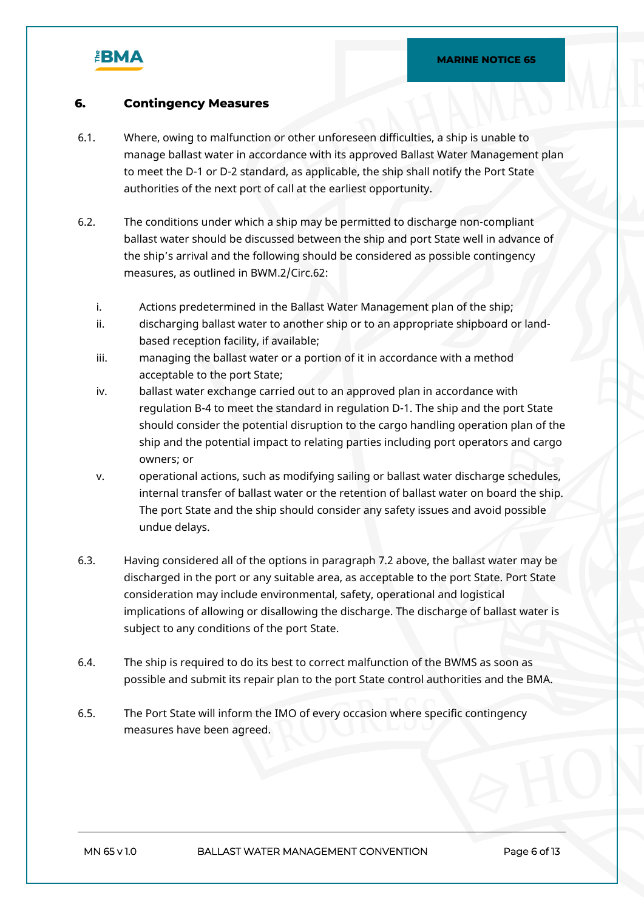## 6. Contingency Measures

6.1. Where, owing to malfunction or other unforeseen difficulties, a ship is unable to manage ballast water in accordance with its approved Ballast Water Management plan to meet the D-1 or D-2 standard, as applicable, the ship shall notify the Port State authorities of the next port of call at the earliest opportunity.

6.2. The conditions under which a ship may be permitted to discharge non-compliant ballast water should be discussed between the ship and port State well in advance of the ship's arrival and the following should be considered as possible contingency measures, as outlined in BWM.2/Circ.62:

i. Actions predetermined in the Ballast Water Management plan of the ship;
ii. discharging ballast water to another ship or to an appropriate shipboard or land-based reception facility, if available;
iii. managing the ballast water or a portion of it in accordance with a method acceptable to the port State;
iv. ballast water exchange carried out to an approved plan in accordance with regulation B-4 to meet the standard in regulation D-1. The ship and the port State should consider the potential disruption to the cargo handling operation plan of the ship and the potential impact to relating parties including port operators and cargo owners; or
v. operational actions, such as modifying sailing or ballast water discharge schedules, internal transfer of ballast water or the retention of ballast water on board the ship. The port State and the ship should consider any safety issues and avoid possible undue delays.

6.3. Having considered all of the options in paragraph 7.2 above, the ballast water may be discharged in the port or any suitable area, as acceptable to the port State. Port State consideration may include environmental, safety, operational and logistical implications of allowing or disallowing the discharge. The discharge of ballast water is subject to any conditions of the port State.

6.4. The ship is required to do its best to correct malfunction of the BWMS as soon as possible and submit its repair plan to the port State control authorities and the BMA.

6.5. The Port State will inform the IMO of every occasion where specific contingency measures have been agreed.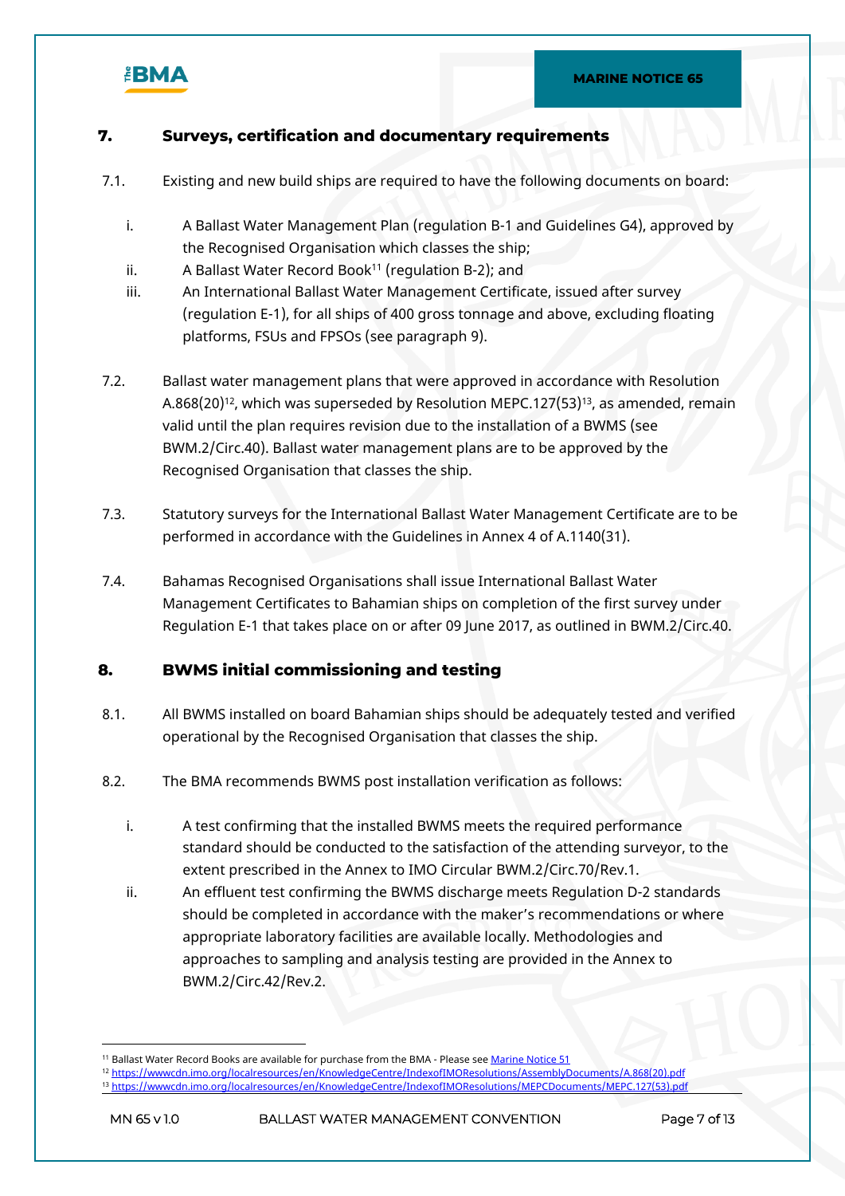## 7. Surveys, certification and documentary requirements

7.1. Existing and new build ships are required to have the following documents on board:

i. A Ballast Water Management Plan (regulation B-1 and Guidelines G4), approved by the Recognised Organisation which classes the ship;

ii. A Ballast Water Record Book[11] (regulation B-2); and

iii. An International Ballast Water Management Certificate, issued after survey (regulation E-1), for all ships of 400 gross tonnage and above, excluding floating platforms, FSUs and FPSOs (see paragraph 9).

7.2. Ballast water management plans that were approved in accordance with Resolution A.868(20)[12], which was superseded by Resolution MEPC.127(53)[13], as amended, remain valid until the plan requires revision due to the installation of a BWMS (see BWM.2/Circ.40). Ballast water management plans are to be approved by the Recognised Organisation that classes the ship.

7.3. Statutory surveys for the International Ballast Water Management Certificate are to be performed in accordance with the Guidelines in Annex 4 of A.1140(31).

7.4. Bahamas Recognised Organisations shall issue International Ballast Water Management Certificates to Bahamian ships on completion of the first survey under Regulation E-1 that takes place on or after 09 June 2017, as outlined in BWM.2/Circ.40.

## 8. BWMS initial commissioning and testing

8.1. All BWMS installed on board Bahamian ships should be adequately tested and verified operational by the Recognised Organisation that classes the ship.

8.2. The BMA recommends BWMS post installation verification as follows:

i. A test confirming that the installed BWMS meets the required performance standard should be conducted to the satisfaction of the attending surveyor, to the extent prescribed in the Annex to IMO Circular BWM.2/Circ.70/Rev.1.

ii. An effluent test confirming the BWMS discharge meets Regulation D-2 standards should be completed in accordance with the maker's recommendations or where appropriate laboratory facilities are available locally. Methodologies and approaches to sampling and analysis testing are provided in the Annex to BWM.2/Circ.42/Rev.2.

---

[11] Ballast Water Record Books are available for purchase from the BMA - Please see Marine Notice 51

[12] https://wwwcdn.imo.org/localresources/en/KnowledgeCentre/IndexofIMOResolutions/AssemblyDocuments/A.868(20).pdf

[13] https://wwwcdn.imo.org/localresources/en/KnowledgeCentre/IndexofIMOResolutions/MEPCDocuments/MEPC.127(53).pdf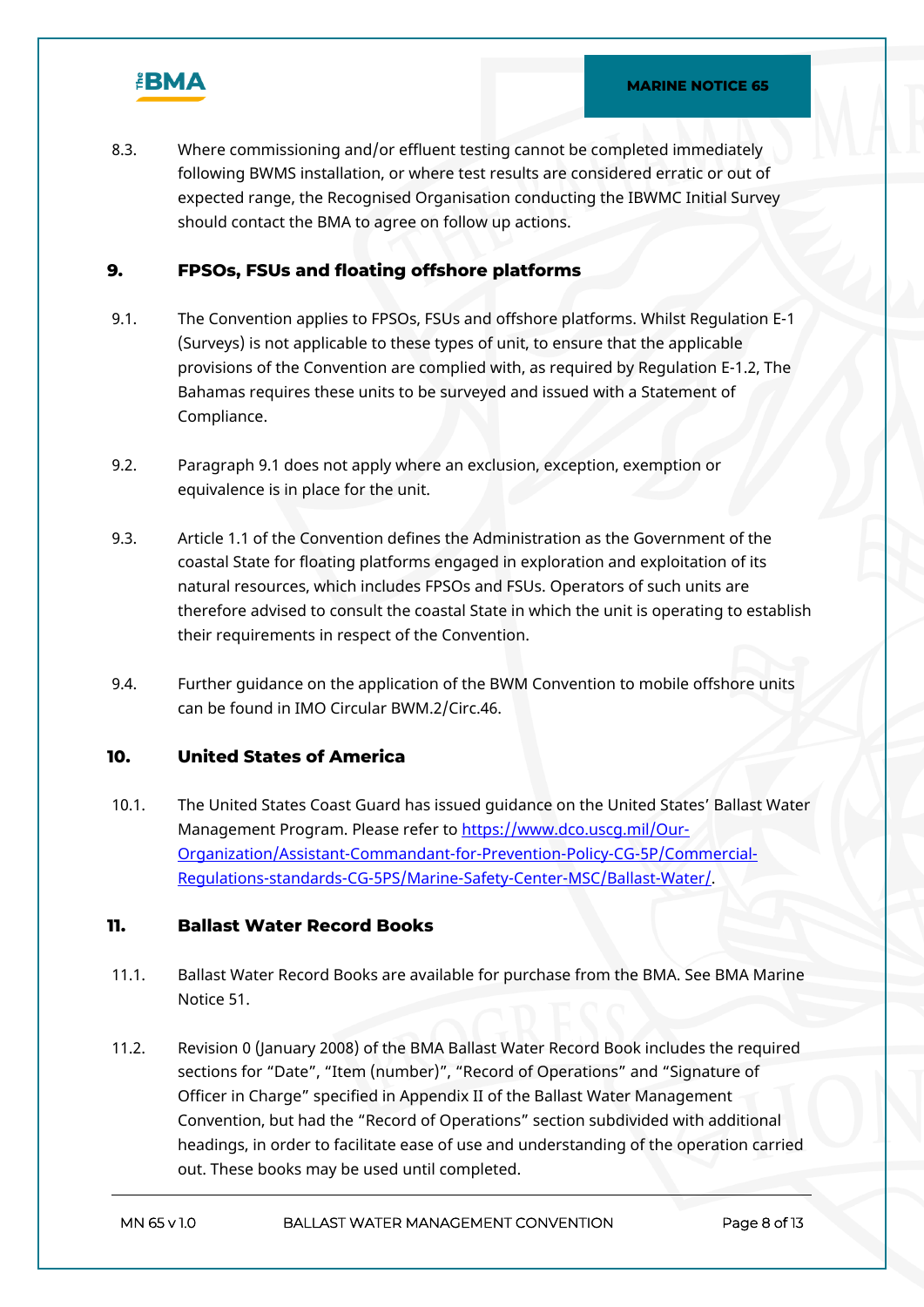8.3. Where commissioning and/or effluent testing cannot be completed immediately following BWMS installation, or where test results are considered erratic or out of expected range, the Recognised Organisation conducting the IBWMC Initial Survey should contact the BMA to agree on follow up actions.

## 9. FPSOs, FSUs and floating offshore platforms

9.1. The Convention applies to FPSOs, FSUs and offshore platforms. Whilst Regulation E-1 (Surveys) is not applicable to these types of unit, to ensure that the applicable provisions of the Convention are complied with, as required by Regulation E-1.2, The Bahamas requires these units to be surveyed and issued with a Statement of Compliance.

9.2. Paragraph 9.1 does not apply where an exclusion, exception, exemption or equivalence is in place for the unit.

9.3. Article 1.1 of the Convention defines the Administration as the Government of the coastal State for floating platforms engaged in exploration and exploitation of its natural resources, which includes FPSOs and FSUs. Operators of such units are therefore advised to consult the coastal State in which the unit is operating to establish their requirements in respect of the Convention.

9.4. Further guidance on the application of the BWM Convention to mobile offshore units can be found in IMO Circular BWM.2/Circ.46.

## 10. United States of America

10.1. The United States Coast Guard has issued guidance on the United States' Ballast Water Management Program. Please refer to [https://www.dco.uscg.mil/Our-Organization/Assistant-Commandant-for-Prevention-Policy-CG-5P/Commercial-Regulations-standards-CG-5PS/Marine-Safety-Center-MSC/Ballast-Water/](https://www.dco.uscg.mil/Our-Organization/Assistant-Commandant-for-Prevention-Policy-CG-5P/Commercial-Regulations-standards-CG-5PS/Marine-Safety-Center-MSC/Ballast-Water/).

## 11. Ballast Water Record Books

11.1. Ballast Water Record Books are available for purchase from the BMA. See BMA Marine Notice 51.

11.2. Revision 0 (January 2008) of the BMA Ballast Water Record Book includes the required sections for "Date", "Item (number)", "Record of Operations" and "Signature of Officer in Charge" specified in Appendix II of the Ballast Water Management Convention, but had the "Record of Operations" section subdivided with additional headings, in order to facilitate ease of use and understanding of the operation carried out. These books may be used until completed.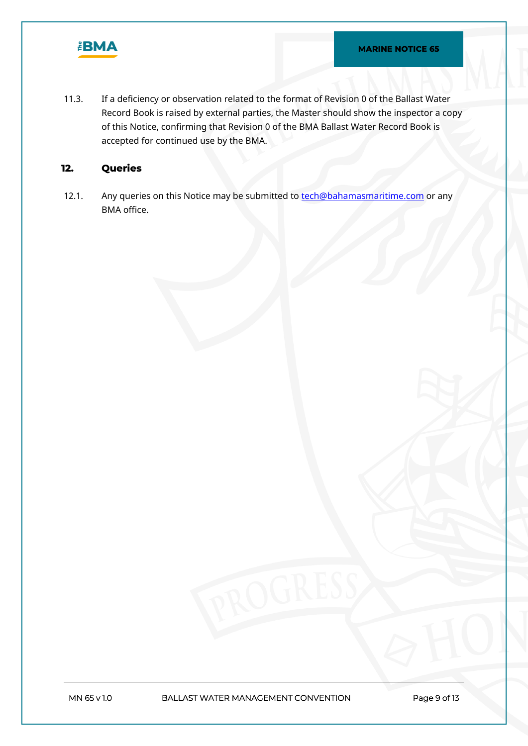11.3. If a deficiency or observation related to the format of Revision 0 of the Ballast Water Record Book is raised by external parties, the Master should show the inspector a copy of this Notice, confirming that Revision 0 of the BMA Ballast Water Record Book is accepted for continued use by the BMA.

## 12. Queries

12.1. Any queries on this Notice may be submitted to [tech@bahamasmaritime.com](mailto:tech@bahamasmaritime.com) or any BMA office.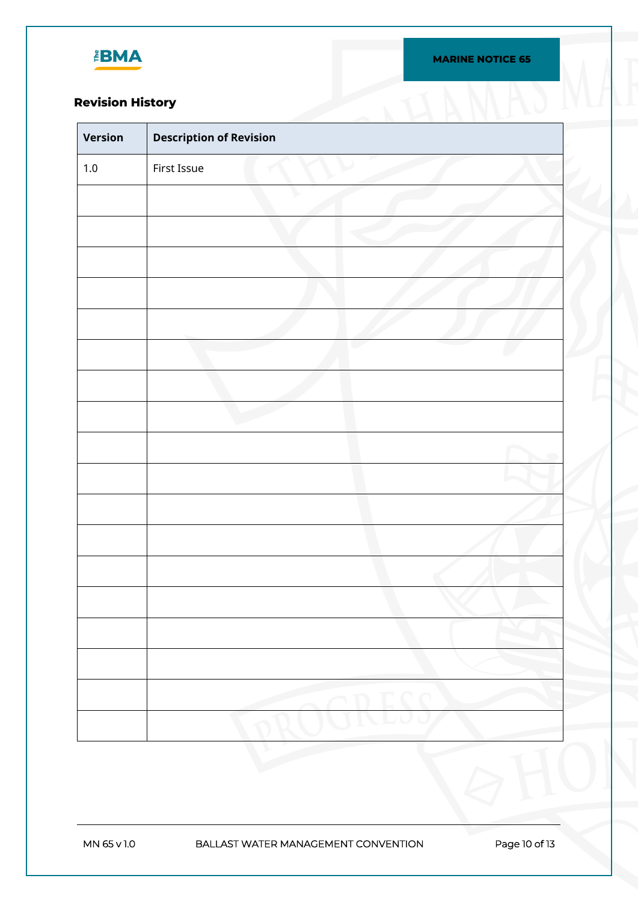## Revision History

| Version | Description of Revision |
|---|---|
| 1.0 | First Issue |
| | |
| | |
| | |
| | |
| | |
| | |
| | |
| | |
| | |
| | |
| | |
| | |
| | |
| | |
| | |
| | |
| | |
| | |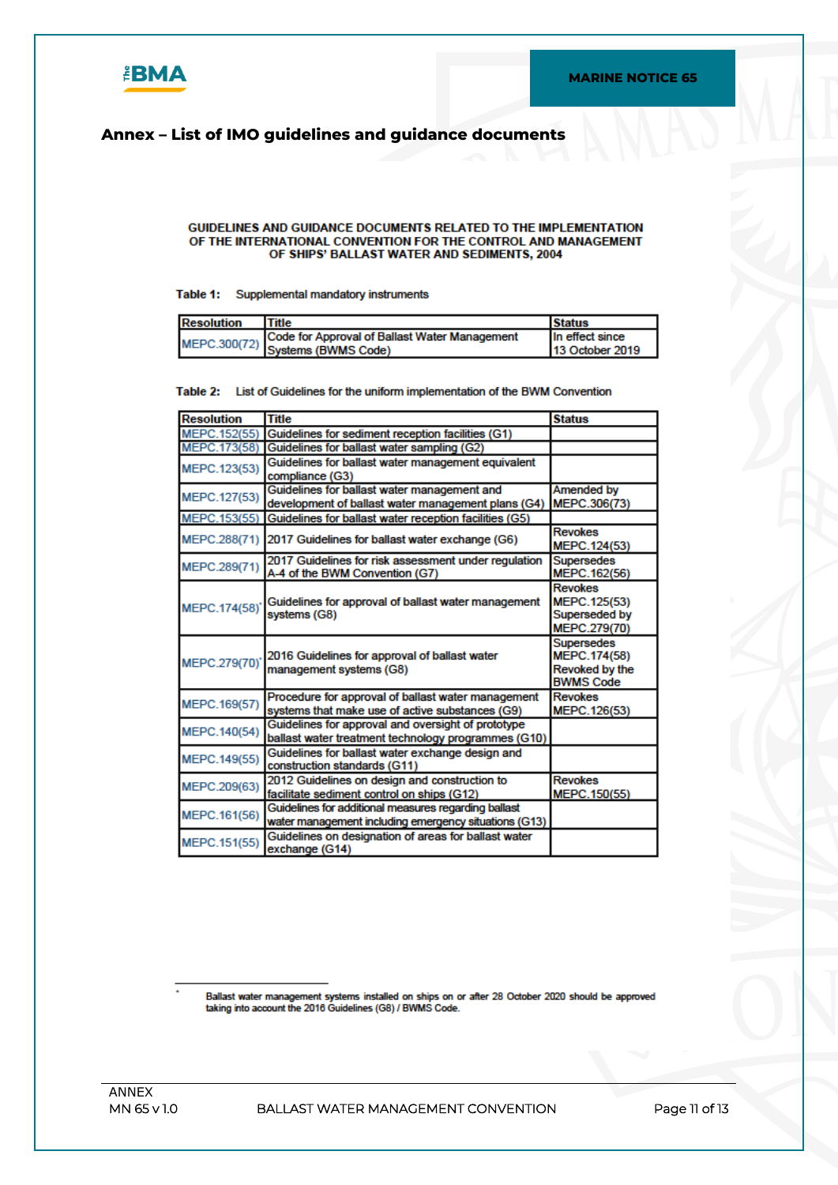## Annex – List of IMO guidelines and guidance documents

**GUIDELINES AND GUIDANCE DOCUMENTS RELATED TO THE IMPLEMENTATION OF THE INTERNATIONAL CONVENTION FOR THE CONTROL AND MANAGEMENT OF SHIPS' BALLAST WATER AND SEDIMENTS, 2004**

**Table 1:** Supplemental mandatory instruments

| Resolution | Title | Status |
|---|---|---|
| MEPC.300(72) | Code for Approval of Ballast Water Management Systems (BWMS Code) | In effect since 13 October 2019 |

**Table 2:** List of Guidelines for the uniform implementation of the BWM Convention

| Resolution | Title | Status |
|---|---|---|
| MEPC.152(55) | Guidelines for sediment reception facilities (G1) | |
| MEPC.173(58) | Guidelines for ballast water sampling (G2) | |
| MEPC.123(53) | Guidelines for ballast water management equivalent compliance (G3) | |
| MEPC.127(53) | Guidelines for ballast water management and development of ballast water management plans (G4) | Amended by MEPC.306(73) |
| MEPC.153(55) | Guidelines for ballast water reception facilities (G5) | |
| MEPC.288(71) | 2017 Guidelines for ballast water exchange (G6) | Revokes MEPC.124(53) |
| MEPC.289(71) | 2017 Guidelines for risk assessment under regulation A-4 of the BWM Convention (G7) | Supersedes MEPC.162(56) |
| MEPC.174(58)* | Guidelines for approval of ballast water management systems (G8) | Revokes MEPC.125(53) Superseded by MEPC.279(70) |
| MEPC.279(70)* | 2016 Guidelines for approval of ballast water management systems (G8) | Supersedes MEPC.174(58) Revoked by the BWMS Code |
| MEPC.169(57) | Procedure for approval of ballast water management systems that make use of active substances (G9) | Revokes MEPC.126(53) |
| MEPC.140(54) | Guidelines for approval and oversight of prototype ballast water treatment technology programmes (G10) | |
| MEPC.149(55) | Guidelines for ballast water exchange design and construction standards (G11) | |
| MEPC.209(63) | 2012 Guidelines on design and construction to facilitate sediment control on ships (G12) | Revokes MEPC.150(55) |
| MEPC.161(56) | Guidelines for additional measures regarding ballast water management including emergency situations (G13) | |
| MEPC.151(55) | Guidelines on designation of areas for ballast water exchange (G14) | |

* Ballast water management systems installed on ships on or after 28 October 2020 should be approved taking into account the 2016 Guidelines (G8) / BWMS Code.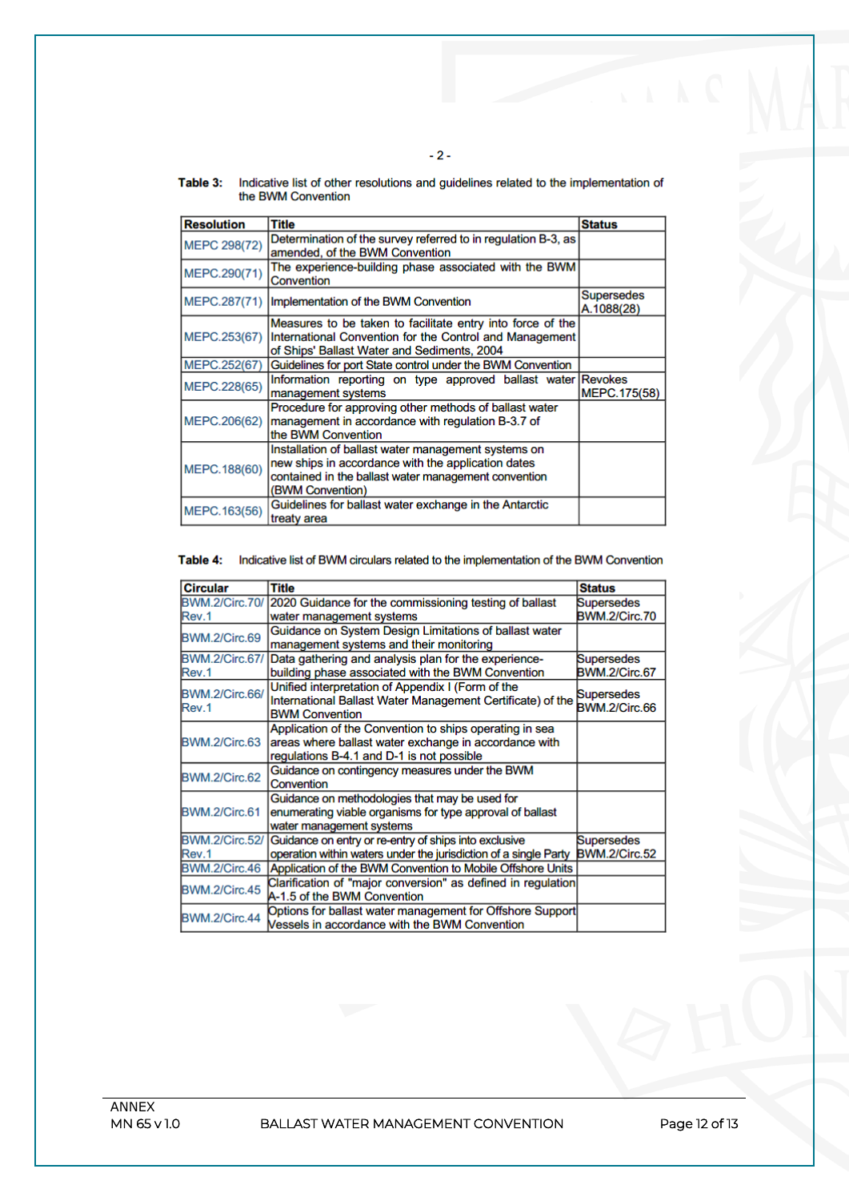**Table 3:** Indicative list of other resolutions and guidelines related to the implementation of the BWM Convention

| Resolution | Title | Status |
|---|---|---|
| MEPC 298(72) | Determination of the survey referred to in regulation B-3, as amended, of the BWM Convention | |
| MEPC.290(71) | The experience-building phase associated with the BWM Convention | |
| MEPC.287(71) | Implementation of the BWM Convention | Supersedes A.1088(28) |
| MEPC.253(67) | Measures to be taken to facilitate entry into force of the International Convention for the Control and Management of Ships' Ballast Water and Sediments, 2004 | |
| MEPC.252(67) | Guidelines for port State control under the BWM Convention | |
| MEPC.228(65) | Information reporting on type approved ballast water management systems | Revokes MEPC.175(58) |
| MEPC.206(62) | Procedure for approving other methods of ballast water management in accordance with regulation B-3.7 of the BWM Convention | |
| MEPC.188(60) | Installation of ballast water management systems on new ships in accordance with the application dates contained in the ballast water management convention (BWM Convention) | |
| MEPC.163(56) | Guidelines for ballast water exchange in the Antarctic treaty area | |

**Table 4:** Indicative list of BWM circulars related to the implementation of the BWM Convention

| Circular | Title | Status |
|---|---|---|
| BWM.2/Circ.70/Rev.1 | 2020 Guidance for the commissioning testing of ballast water management systems | Supersedes BWM.2/Circ.70 |
| BWM.2/Circ.69 | Guidance on System Design Limitations of ballast water management systems and their monitoring | |
| BWM.2/Circ.67/Rev.1 | Data gathering and analysis plan for the experience-building phase associated with the BWM Convention | Supersedes BWM.2/Circ.67 |
| BWM.2/Circ.66/Rev.1 | Unified interpretation of Appendix I (Form of the International Ballast Water Management Certificate) of the BWM Convention | Supersedes BWM.2/Circ.66 |
| BWM.2/Circ.63 | Application of the Convention to ships operating in sea areas where ballast water exchange in accordance with regulations B-4.1 and D-1 is not possible | |
| BWM.2/Circ.62 | Guidance on contingency measures under the BWM Convention | |
| BWM.2/Circ.61 | Guidance on methodologies that may be used for enumerating viable organisms for type approval of ballast water management systems | |
| BWM.2/Circ.52/Rev.1 | Guidance on entry or re-entry of ships into exclusive operation within waters under the jurisdiction of a single Party | Supersedes BWM.2/Circ.52 |
| BWM.2/Circ.46 | Application of the BWM Convention to Mobile Offshore Units | |
| BWM.2/Circ.45 | Clarification of "major conversion" as defined in regulation A-1.5 of the BWM Convention | |
| BWM.2/Circ.44 | Options for ballast water management for Offshore Support Vessels in accordance with the BWM Convention | |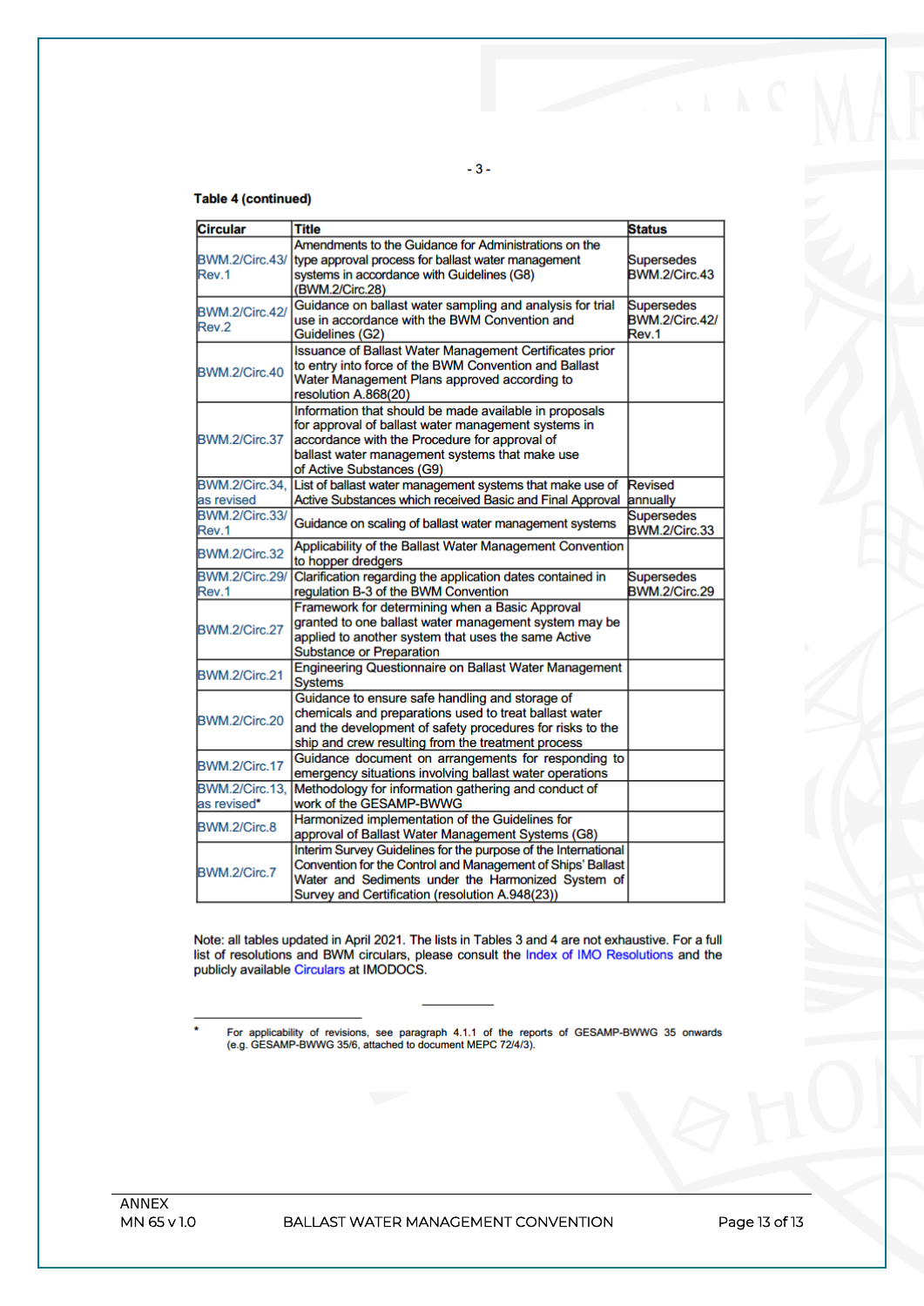**Table 4 (continued)**

| Circular | Title | Status |
|---|---|---|
| BWM.2/Circ.43/ Rev.1 | Amendments to the Guidance for Administrations on the type approval process for ballast water management systems in accordance with Guidelines (G8) (BWM.2/Circ.28) | Supersedes BWM.2/Circ.43 |
| BWM.2/Circ.42/ Rev.2 | Guidance on ballast water sampling and analysis for trial use in accordance with the BWM Convention and Guidelines (G2) | Supersedes BWM.2/Circ.42/ Rev.1 |
| BWM.2/Circ.40 | Issuance of Ballast Water Management Certificates prior to entry into force of the BWM Convention and Ballast Water Management Plans approved according to resolution A.868(20) | |
| BWM.2/Circ.37 | Information that should be made available in proposals for approval of ballast water management systems in accordance with the Procedure for approval of ballast water management systems that make use of Active Substances (G9) | |
| BWM.2/Circ.34, as revised | List of ballast water management systems that make use of Active Substances which received Basic and Final Approval | Revised annually |
| BWM.2/Circ.33/ Rev.1 | Guidance on scaling of ballast water management systems | Supersedes BWM.2/Circ.33 |
| BWM.2/Circ.32 | Applicability of the Ballast Water Management Convention to hopper dredgers | |
| BWM.2/Circ.29/ Rev.1 | Clarification regarding the application dates contained in regulation B-3 of the BWM Convention | Supersedes BWM.2/Circ.29 |
| BWM.2/Circ.27 | Framework for determining when a Basic Approval granted to one ballast water management system may be applied to another system that uses the same Active Substance or Preparation | |
| BWM.2/Circ.21 | Engineering Questionnaire on Ballast Water Management Systems | |
| BWM.2/Circ.20 | Guidance to ensure safe handling and storage of chemicals and preparations used to treat ballast water and the development of safety procedures for risks to the ship and crew resulting from the treatment process | |
| BWM.2/Circ.17 | Guidance document on arrangements for responding to emergency situations involving ballast water operations | |
| BWM.2/Circ.13, as revised* | Methodology for information gathering and conduct of work of the GESAMP-BWWG | |
| BWM.2/Circ.8 | Harmonized implementation of the Guidelines for approval of Ballast Water Management Systems (G8) | |
| BWM.2/Circ.7 | Interim Survey Guidelines for the purpose of the International Convention for the Control and Management of Ships' Ballast Water and Sediments under the Harmonized System of Survey and Certification (resolution A.948(23)) | |

Note: all tables updated in April 2021. The lists in Tables 3 and 4 are not exhaustive. For a full list of resolutions and BWM circulars, please consult the Index of IMO Resolutions and the publicly available Circulars at IMODOCS.

\* For applicability of revisions, see paragraph 4.1.1 of the reports of GESAMP-BWWG 35 onwards (e.g. GESAMP-BWWG 35/6, attached to document MEPC 72/4/3).